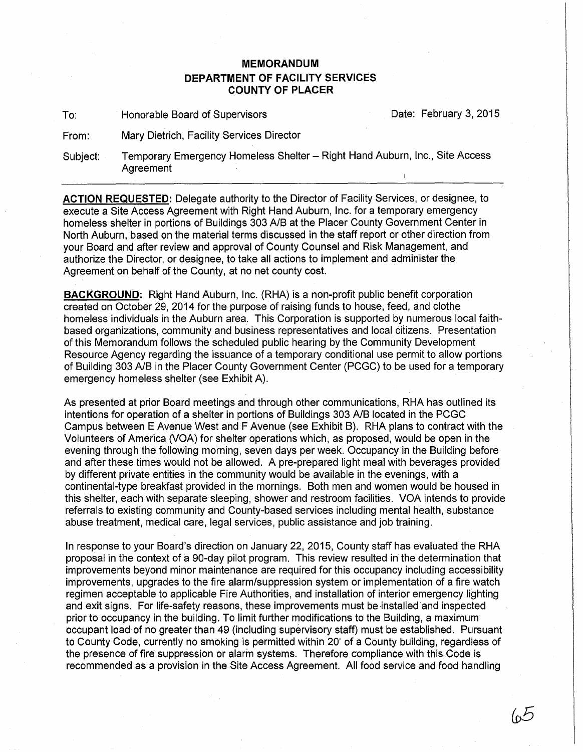# MEMORANDUM
## DEPARTMENT OF FACILITY SERVICES
## COUNTY OF PLACER

To: Honorable Board of Supervisors  Date: February 3, 2015

From: Mary Dietrich, Facility Services Director

Subject: Temporary Emergency Homeless Shelter – Right Hand Auburn, Inc., Site Access Agreement

---

**ACTION REQUESTED:** Delegate authority to the Director of Facility Services, or designee, to execute a Site Access Agreement with Right Hand Auburn, Inc. for a temporary emergency homeless shelter in portions of Buildings 303 A/B at the Placer County Government Center in North Auburn, based on the material terms discussed in the staff report or other direction from your Board and after review and approval of County Counsel and Risk Management, and authorize the Director, or designee, to take all actions to implement and administer the Agreement on behalf of the County, at no net county cost.

**BACKGROUND:** Right Hand Auburn, Inc. (RHA) is a non-profit public benefit corporation created on October 29, 2014 for the purpose of raising funds to house, feed, and clothe homeless individuals in the Auburn area. This Corporation is supported by numerous local faith-based organizations, community and business representatives and local citizens. Presentation of this Memorandum follows the scheduled public hearing by the Community Development Resource Agency regarding the issuance of a temporary conditional use permit to allow portions of Building 303 A/B in the Placer County Government Center (PCGC) to be used for a temporary emergency homeless shelter (see Exhibit A).

As presented at prior Board meetings and through other communications, RHA has outlined its intentions for operation of a shelter in portions of Buildings 303 A/B located in the PCGC Campus between E Avenue West and F Avenue (see Exhibit B). RHA plans to contract with the Volunteers of America (VOA) for shelter operations which, as proposed, would be open in the evening through the following morning, seven days per week. Occupancy in the Building before and after these times would not be allowed. A pre-prepared light meal with beverages provided by different private entities in the community would be available in the evenings, with a continental-type breakfast provided in the mornings. Both men and women would be housed in this shelter, each with separate sleeping, shower and restroom facilities. VOA intends to provide referrals to existing community and County-based services including mental health, substance abuse treatment, medical care, legal services, public assistance and job training.

In response to your Board's direction on January 22, 2015, County staff has evaluated the RHA proposal in the context of a 90-day pilot program. This review resulted in the determination that improvements beyond minor maintenance are required for this occupancy including accessibility improvements, upgrades to the fire alarm/suppression system or implementation of a fire watch regimen acceptable to applicable Fire Authorities, and installation of interior emergency lighting and exit signs. For life-safety reasons, these improvements must be installed and inspected prior to occupancy in the building. To limit further modifications to the Building, a maximum occupant load of no greater than 49 (including supervisory staff) must be established. Pursuant to County Code, currently no smoking is permitted within 20' of a County building, regardless of the presence of fire suppression or alarm systems. Therefore compliance with this Code is recommended as a provision in the Site Access Agreement. All food service and food handling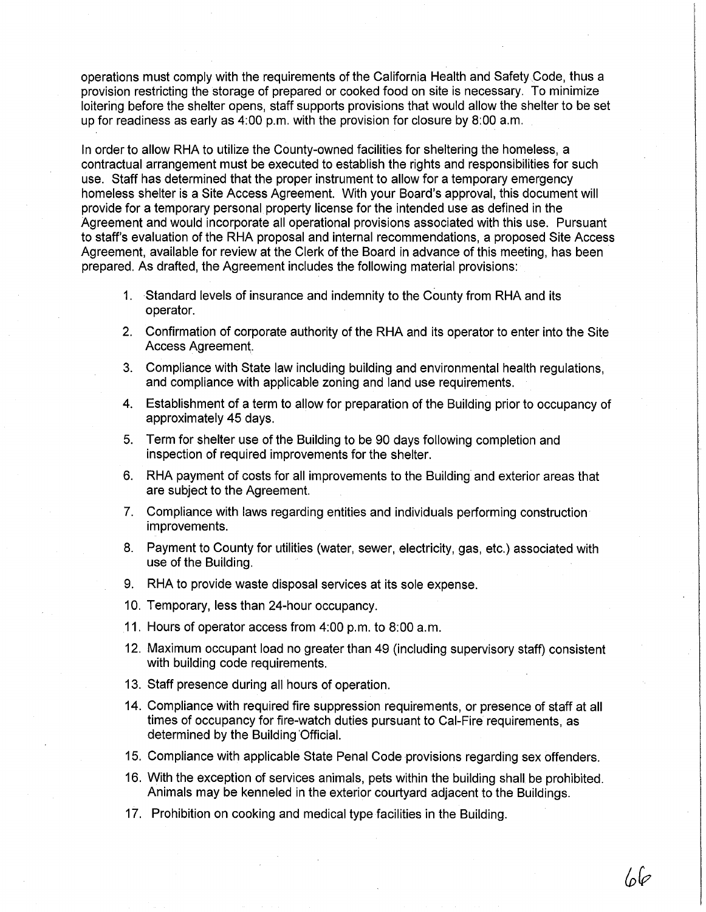operations must comply with the requirements of the California Health and Safety Code, thus a provision restricting the storage of prepared or cooked food on site is necessary. To minimize loitering before the shelter opens, staff supports provisions that would allow the shelter to be set up for readiness as early as 4:00 p.m. with the provision for closure by 8:00 a.m.

In order to allow RHA to utilize the County-owned facilities for sheltering the homeless, a contractual arrangement must be executed to establish the rights and responsibilities for such use. Staff has determined that the proper instrument to allow for a temporary emergency homeless shelter is a Site Access Agreement. With your Board's approval, this document will provide for a temporary personal property license for the intended use as defined in the Agreement and would incorporate all operational provisions associated with this use. Pursuant to staff's evaluation of the RHA proposal and internal recommendations, a proposed Site Access Agreement, available for review at the Clerk of the Board in advance of this meeting, has been prepared. As drafted, the Agreement includes the following material provisions:

1. Standard levels of insurance and indemnity to the County from RHA and its operator.
2. Confirmation of corporate authority of the RHA and its operator to enter into the Site Access Agreement.
3. Compliance with State law including building and environmental health regulations, and compliance with applicable zoning and land use requirements.
4. Establishment of a term to allow for preparation of the Building prior to occupancy of approximately 45 days.
5. Term for shelter use of the Building to be 90 days following completion and inspection of required improvements for the shelter.
6. RHA payment of costs for all improvements to the Building and exterior areas that are subject to the Agreement.
7. Compliance with laws regarding entities and individuals performing construction improvements.
8. Payment to County for utilities (water, sewer, electricity, gas, etc.) associated with use of the Building.
9. RHA to provide waste disposal services at its sole expense.
10. Temporary, less than 24-hour occupancy.
11. Hours of operator access from 4:00 p.m. to 8:00 a.m.
12. Maximum occupant load no greater than 49 (including supervisory staff) consistent with building code requirements.
13. Staff presence during all hours of operation.
14. Compliance with required fire suppression requirements, or presence of staff at all times of occupancy for fire-watch duties pursuant to Cal-Fire requirements, as determined by the Building Official.
15. Compliance with applicable State Penal Code provisions regarding sex offenders.
16. With the exception of services animals, pets within the building shall be prohibited. Animals may be kenneled in the exterior courtyard adjacent to the Buildings.
17. Prohibition on cooking and medical type facilities in the Building.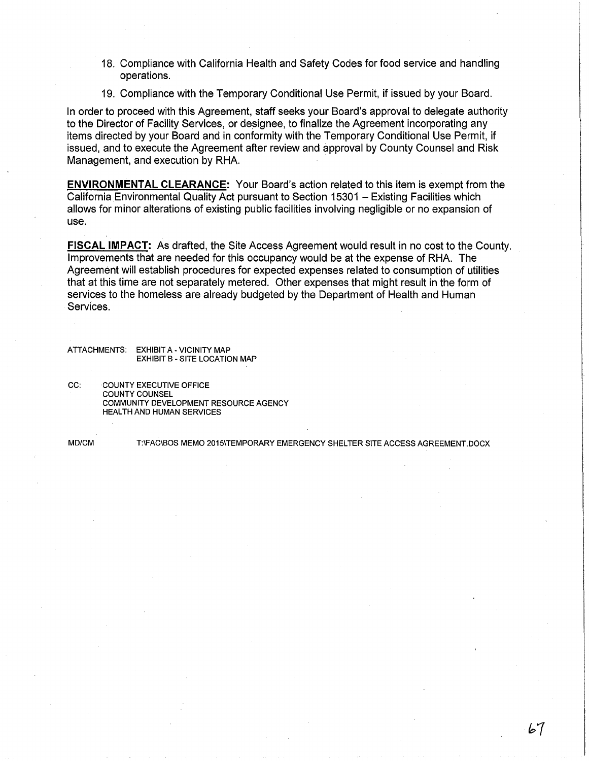18. Compliance with California Health and Safety Codes for food service and handling operations.

19. Compliance with the Temporary Conditional Use Permit, if issued by your Board.

In order to proceed with this Agreement, staff seeks your Board's approval to delegate authority to the Director of Facility Services, or designee, to finalize the Agreement incorporating any items directed by your Board and in conformity with the Temporary Conditional Use Permit, if issued, and to execute the Agreement after review and approval by County Counsel and Risk Management, and execution by RHA.

**ENVIRONMENTAL CLEARANCE:** Your Board's action related to this item is exempt from the California Environmental Quality Act pursuant to Section 15301 – Existing Facilities which allows for minor alterations of existing public facilities involving negligible or no expansion of use.

**FISCAL IMPACT:** As drafted, the Site Access Agreement would result in no cost to the County. Improvements that are needed for this occupancy would be at the expense of RHA. The Agreement will establish procedures for expected expenses related to consumption of utilities that at this time are not separately metered. Other expenses that might result in the form of services to the homeless are already budgeted by the Department of Health and Human Services.

ATTACHMENTS: EXHIBIT A - VICINITY MAP
EXHIBIT B - SITE LOCATION MAP

CC: COUNTY EXECUTIVE OFFICE
COUNTY COUNSEL
COMMUNITY DEVELOPMENT RESOURCE AGENCY
HEALTH AND HUMAN SERVICES

MD/CM T:\FAC\BOS MEMO 2015\TEMPORARY EMERGENCY SHELTER SITE ACCESS AGREEMENT.DOCX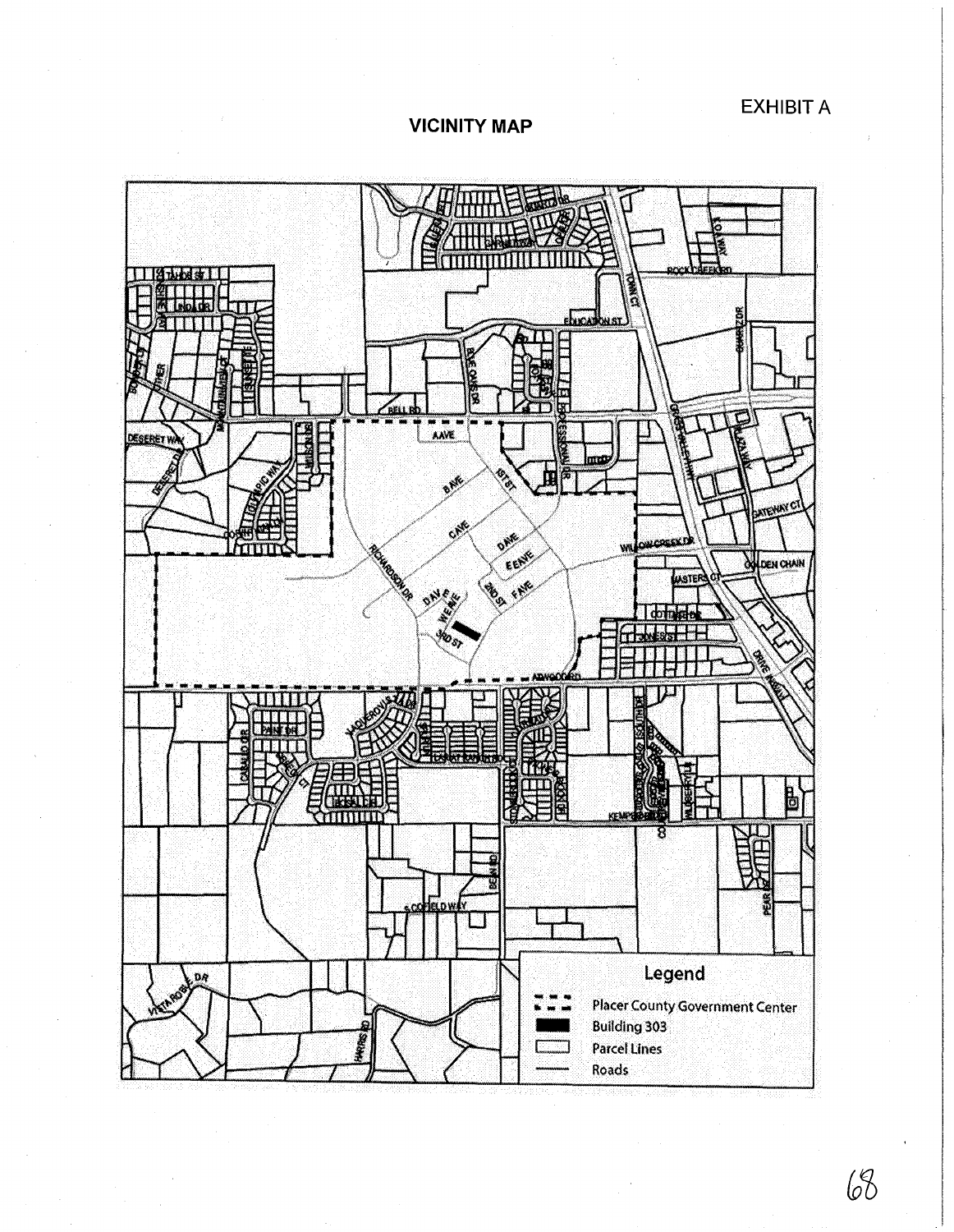EXHIBIT A

## VICINITY MAP

**Legend**

- Placer County Government Center
- Building 303
- Parcel Lines
- Roads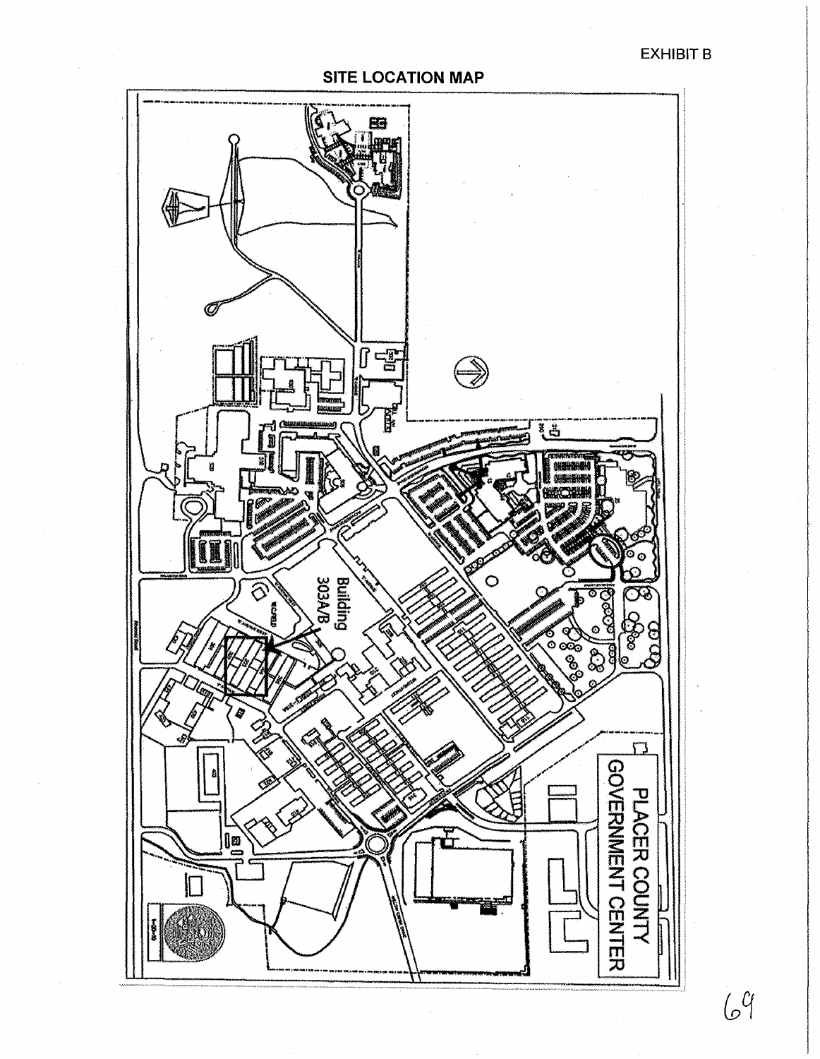EXHIBIT B

## SITE LOCATION MAP

PLACER COUNTY GOVERNMENT CENTER

Building 303A/B